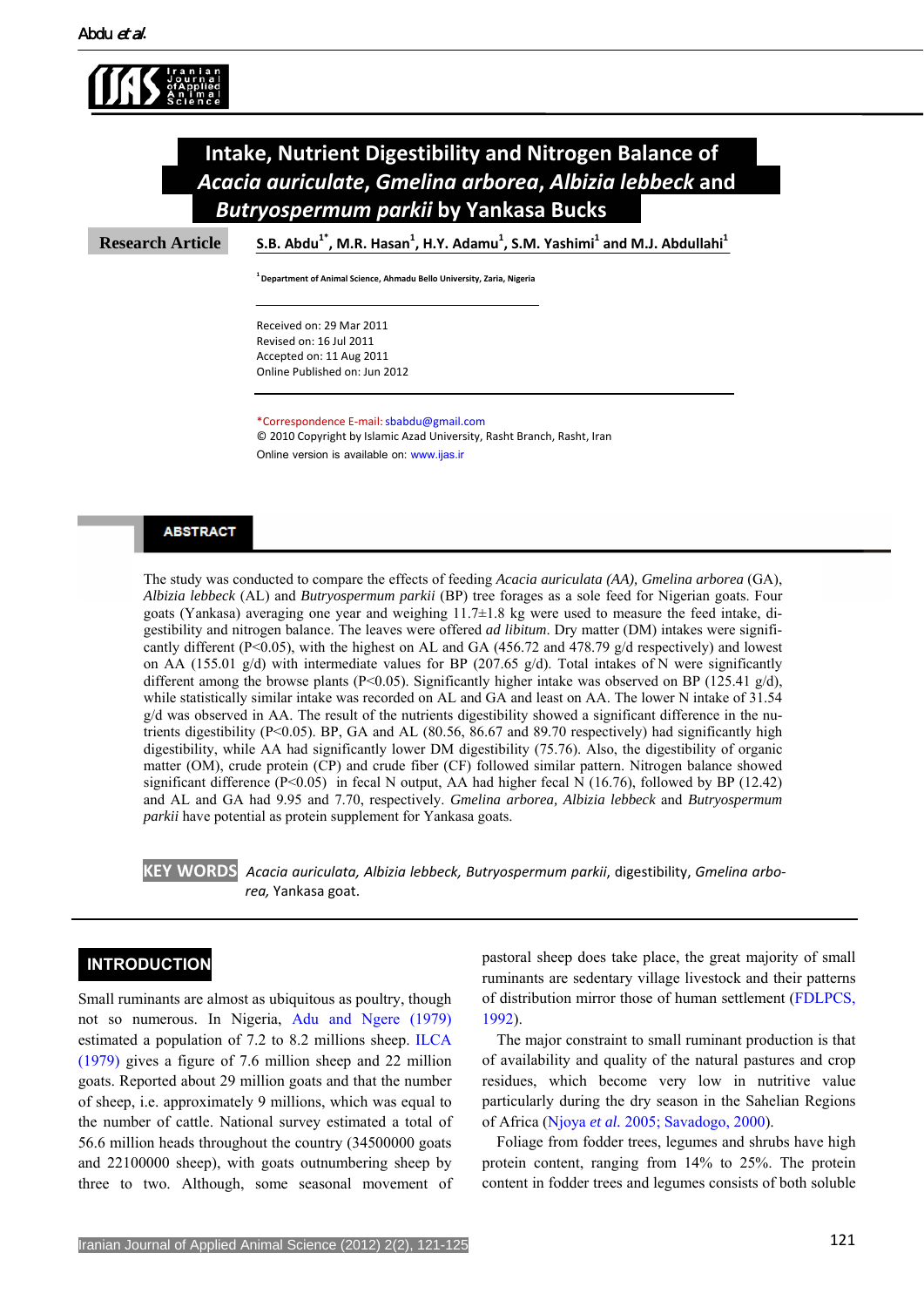# Intake, Nutrient Digestibility and Nitrogen Balance of *Acacia auriculate, Gmelina arborea, Albizia lebbeck* and *Butryospermum parkii* by Yankasa Bucks

**Research Article**

S.B. Abdu[1*], M.R. Hasan[1], H.Y. Adamu[1], S.M. Yashimi[1] and M.J. Abdullahi[1]

[1] Department of Animal Science, Ahmadu Bello University, Zaria, Nigeria

Received on: 29 Mar 2011
Revised on: 16 Jul 2011
Accepted on: 11 Aug 2011
Online Published on: Jun 2012

*Correspondence E-mail: sbabdu@gmail.com
© 2010 Copyright by Islamic Azad University, Rasht Branch, Rasht, Iran
Online version is available on: www.ijas.ir

## ABSTRACT

The study was conducted to compare the effects of feeding *Acacia auriculata (AA), Gmelina arborea* (GA), *Albizia lebbeck* (AL) and *Butryospermum parkii* (BP) tree forages as a sole feed for Nigerian goats. Four goats (Yankasa) averaging one year and weighing 11.7±1.8 kg were used to measure the feed intake, digestibility and nitrogen balance. The leaves were offered *ad libitum*. Dry matter (DM) intakes were significantly different (P<0.05), with the highest on AL and GA (456.72 and 478.79 g/d respectively) and lowest on AA (155.01 g/d) with intermediate values for BP (207.65 g/d). Total intakes of N were significantly different among the browse plants (P<0.05). Significantly higher intake was observed on BP (125.41 g/d), while statistically similar intake was recorded on AL and GA and least on AA. The lower N intake of 31.54 g/d was observed in AA. The result of the nutrients digestibility showed a significant difference in the nutrients digestibility (P<0.05). BP, GA and AL (80.56, 86.67 and 89.70 respectively) had significantly high digestibility, while AA had significantly lower DM digestibility (75.76). Also, the digestibility of organic matter (OM), crude protein (CP) and crude fiber (CF) followed similar pattern. Nitrogen balance showed significant difference (P<0.05) in fecal N output, AA had higher fecal N (16.76), followed by BP (12.42) and AL and GA had 9.95 and 7.70, respectively. *Gmelina arborea*, *Albizia lebbeck* and *Butryospermum parkii* have potential as protein supplement for Yankasa goats.

**KEY WORDS** *Acacia auriculata, Albizia lebbeck, Butryospermum parkii*, digestibility, *Gmelina arborea,* Yankasa goat.

## INTRODUCTION

Small ruminants are almost as ubiquitous as poultry, though not so numerous. In Nigeria, Adu and Ngere (1979) estimated a population of 7.2 to 8.2 millions sheep. ILCA (1979) gives a figure of 7.6 million sheep and 22 million goats. Reported about 29 million goats and that the number of sheep, i.e. approximately 9 millions, which was equal to the number of cattle. National survey estimated a total of 56.6 million heads throughout the country (34500000 goats and 22100000 sheep), with goats outnumbering sheep by three to two. Although, some seasonal movement of pastoral sheep does take place, the great majority of small ruminants are sedentary village livestock and their patterns of distribution mirror those of human settlement (FDLPCS, 1992).

The major constraint to small ruminant production is that of availability and quality of the natural pastures and crop residues, which become very low in nutritive value particularly during the dry season in the Sahelian Regions of Africa (Njoya *et al.* 2005; Savadogo, 2000).

Foliage from fodder trees, legumes and shrubs have high protein content, ranging from 14% to 25%. The protein content in fodder trees and legumes consists of both soluble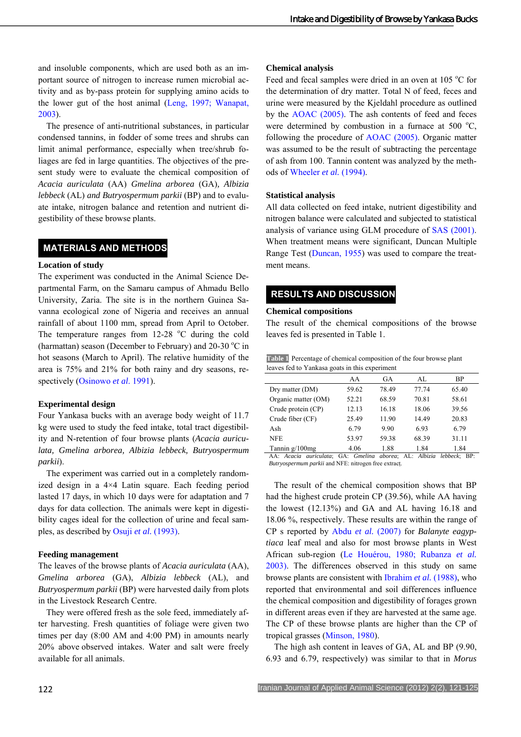and insoluble components, which are used both as an important source of nitrogen to increase rumen microbial activity and as by-pass protein for supplying amino acids to the lower gut of the host animal (Leng, 1997; Wanapat, 2003).

The presence of anti-nutritional substances, in particular condensed tannins, in fodder of some trees and shrubs can limit animal performance, especially when tree/shrub foliages are fed in large quantities. The objectives of the present study were to evaluate the chemical composition of *Acacia auriculata* (AA) *Gmelina arborea* (GA), *Albizia lebbeck* (AL) *and Butryospermum parkii* (BP) and to evaluate intake, nitrogen balance and retention and nutrient digestibility of these browse plants.

## MATERIALS AND METHODS

### Location of study

The experiment was conducted in the Animal Science Departmental Farm, on the Samaru campus of Ahmadu Bello University, Zaria. The site is in the northern Guinea Savanna ecological zone of Nigeria and receives an annual rainfall of about 1100 mm, spread from April to October. The temperature ranges from 12-28 °C during the cold (harmattan) season (December to February) and 20-30 °C in hot seasons (March to April). The relative humidity of the area is 75% and 21% for both rainy and dry seasons, respectively (Osinowo *et al*. 1991).

### Experimental design

Four Yankasa bucks with an average body weight of 11.7 kg were used to study the feed intake, total tract digestibility and N-retention of four browse plants (*Acacia auriculata, Gmelina arborea, Albizia lebbeck, Butryospermum parkii*).

The experiment was carried out in a completely randomized design in a 4×4 Latin square. Each feeding period lasted 17 days, in which 10 days were for adaptation and 7 days for data collection. The animals were kept in digestibility cages ideal for the collection of urine and fecal samples, as described by Osuji *et al*. (1993).

### Feeding management

The leaves of the browse plants of *Acacia auriculata* (AA), *Gmelina arborea* (GA), *Albizia lebbeck* (AL), and *Butryospermum parkii* (BP) were harvested daily from plots in the Livestock Research Centre.

They were offered fresh as the sole feed, immediately after harvesting. Fresh quantities of foliage were given two times per day (8:00 AM and 4:00 PM) in amounts nearly 20% above observed intakes. Water and salt were freely available for all animals.

### Chemical analysis

Feed and fecal samples were dried in an oven at 105 °C for the determination of dry matter. Total N of feed, feces and urine were measured by the Kjeldahl procedure as outlined by the AOAC (2005). The ash contents of feed and feces were determined by combustion in a furnace at 500 °C, following the procedure of AOAC (2005). Organic matter was assumed to be the result of subtracting the percentage of ash from 100. Tannin content was analyzed by the methods of Wheeler *et al*. (1994).

### Statistical analysis

All data collected on feed intake, nutrient digestibility and nitrogen balance were calculated and subjected to statistical analysis of variance using GLM procedure of SAS (2001). When treatment means were significant, Duncan Multiple Range Test (Duncan, 1955) was used to compare the treatment means.

## RESULTS AND DISCUSSION

### Chemical compositions

The result of the chemical compositions of the browse leaves fed is presented in Table 1.

**Table 1** Percentage of chemical composition of the four browse plant leaves fed to Yankasa goats in this experiment

| | AA | GA | AL | BP |
|---|---|---|---|---|
| Dry matter (DM) | 59.62 | 78.49 | 77.74 | 65.40 |
| Organic matter (OM) | 52.21 | 68.59 | 70.81 | 58.61 |
| Crude protein (CP) | 12.13 | 16.18 | 18.06 | 39.56 |
| Crude fiber (CF) | 25.49 | 11.90 | 14.49 | 20.83 |
| Ash | 6.79 | 9.90 | 6.93 | 6.79 |
| NFE | 53.97 | 59.38 | 68.39 | 31.11 |
| Tannin g/100mg | 4.06 | 1.88 | 1.84 | 1.84 |

AA: *Acacia auriculata*; GA: *Gmelina aborea*; AL: *Albizia lebbeck*; BP: *Butryospermum parkii* and NFE: nitrogen free extract.

The result of the chemical composition shows that BP had the highest crude protein CP (39.56), while AA having the lowest (12.13%) and GA and AL having 16.18 and 18.06 %, respectively. These results are within the range of CP s reported by Abdu *et al*. (2007) for *Balanyte eagyptiaca* leaf meal and also for most browse plants in West African sub-region (Le Houérou, 1980; Rubanza *et al*. 2003). The differences observed in this study on same browse plants are consistent with Ibrahim *et al*. (1988), who reported that environmental and soil differences influence the chemical composition and digestibility of forages grown in different areas even if they are harvested at the same age. The CP of these browse plants are higher than the CP of tropical grasses (Minson, 1980).

The high ash content in leaves of GA, AL and BP (9.90, 6.93 and 6.79, respectively) was similar to that in *Morus*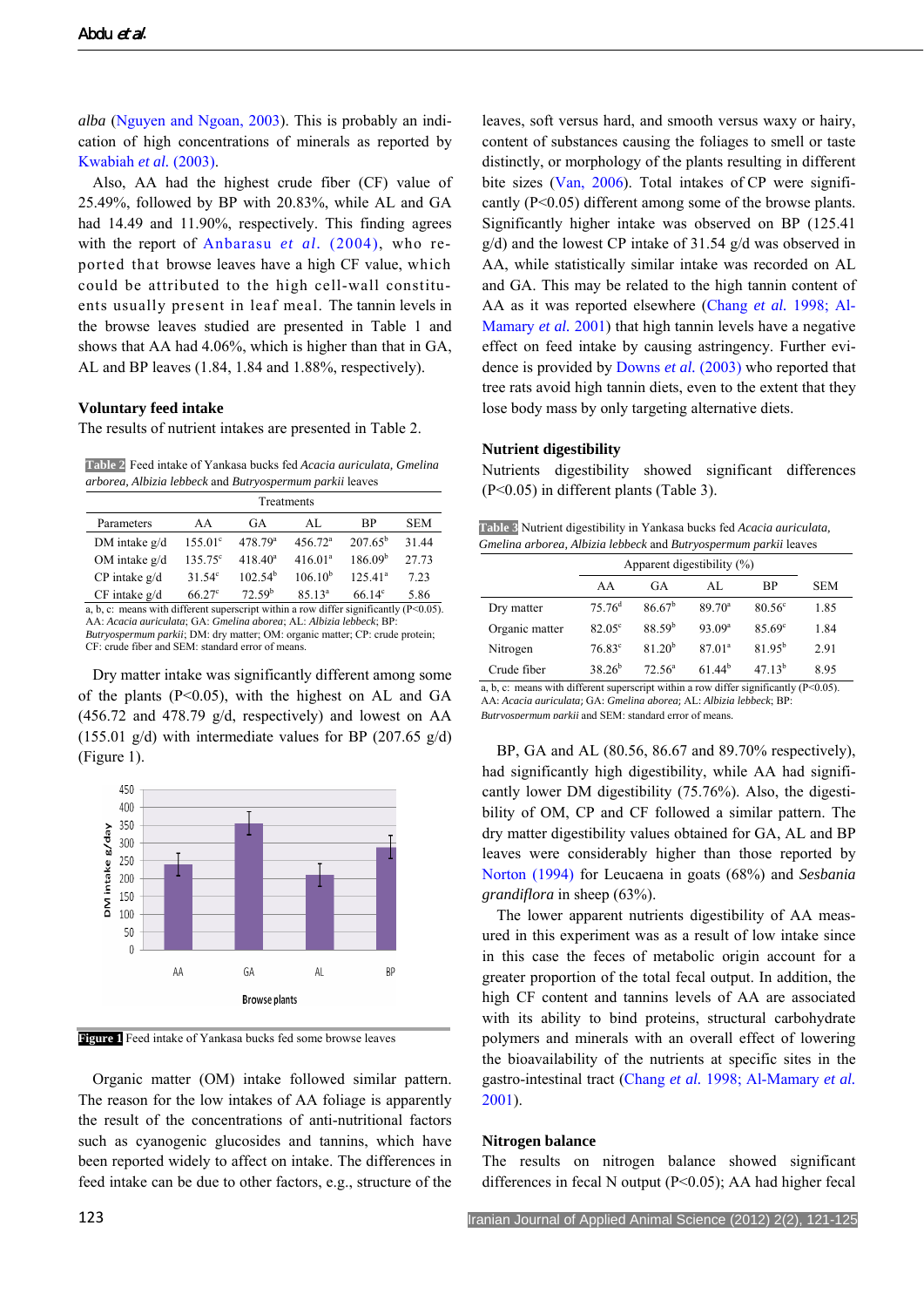*alba* (Nguyen and Ngoan, 2003). This is probably an indication of high concentrations of minerals as reported by Kwabiah *et al.* (2003).

Also, AA had the highest crude fiber (CF) value of 25.49%, followed by BP with 20.83%, while AL and GA had 14.49 and 11.90%, respectively. This finding agrees with the report of Anbarasu *et al.* (2004), who reported that browse leaves have a high CF value, which could be attributed to the high cell-wall constituents usually present in leaf meal. The tannin levels in the browse leaves studied are presented in Table 1 and shows that AA had 4.06%, which is higher than that in GA, AL and BP leaves (1.84, 1.84 and 1.88%, respectively).

### Voluntary feed intake

The results of nutrient intakes are presented in Table 2.

**Table 2** Feed intake of Yankasa bucks fed *Acacia auriculata, Gmelina arborea, Albizia lebbeck* and *Butryospermum parkii* leaves

| | Treatments | | | | |
|---|---|---|---|---|---|
| Parameters | AA | GA | AL | BP | SEM |
| DM intake g/d | 155.01[c] | 478.79[a] | 456.72[a] | 207.65[b] | 31.44 |
| OM intake g/d | 135.75[c] | 418.40[a] | 416.01[a] | 186.09[b] | 27.73 |
| CP intake g/d | 31.54[c] | 102.54[b] | 106.10[b] | 125.41[a] | 7.23 |
| CF intake g/d | 66.27[c] | 72.59[b] | 85.13[a] | 66.14[c] | 5.86 |

a, b, c: means with different superscript within a row differ significantly (P<0.05).
AA: *Acacia auriculata*; GA: *Gmelina arborea*; AL: *Albizia lebbeck*; BP: *Butryospermum parkii*; DM: dry matter; OM: organic matter; CP: crude protein; CF: crude fiber and SEM: standard error of means.

Dry matter intake was significantly different among some of the plants (P<0.05), with the highest on AL and GA (456.72 and 478.79 g/d, respectively) and lowest on AA (155.01 g/d) with intermediate values for BP (207.65 g/d) (Figure 1).

**Figure 1** Feed intake of Yankasa bucks fed some browse leaves

Organic matter (OM) intake followed similar pattern. The reason for the low intakes of AA foliage is apparently the result of the concentrations of anti-nutritional factors such as cyanogenic glucosides and tannins, which have been reported widely to affect on intake. The differences in feed intake can be due to other factors, e.g., structure of the leaves, soft versus hard, and smooth versus waxy or hairy, content of substances causing the foliages to smell or taste distinctly, or morphology of the plants resulting in different bite sizes (Van, 2006). Total intakes of CP were significantly (P<0.05) different among some of the browse plants. Significantly higher intake was observed on BP (125.41 g/d) and the lowest CP intake of 31.54 g/d was observed in AA, while statistically similar intake was recorded on AL and GA. This may be related to the high tannin content of AA as it was reported elsewhere (Chang *et al.* 1998; Al-Mamary *et al.* 2001) that high tannin levels have a negative effect on feed intake by causing astringency. Further evidence is provided by Downs *et al.* (2003) who reported that tree rats avoid high tannin diets, even to the extent that they lose body mass by only targeting alternative diets.

### Nutrient digestibility

Nutrients digestibility showed significant differences (P<0.05) in different plants (Table 3).

**Table 3** Nutrient digestibility in Yankasa bucks fed *Acacia auriculata, Gmelina arborea, Albizia lebbeck* and *Butryospermum parkii* leaves

| | Apparent digestibility (%) | | | | |
|---|---|---|---|---|---|
| | AA | GA | AL | BP | SEM |
| Dry matter | 75.76[d] | 86.67[b] | 89.70[a] | 80.56[c] | 1.85 |
| Organic matter | 82.05[c] | 88.59[b] | 93.09[a] | 85.69[c] | 1.84 |
| Nitrogen | 76.83[c] | 81.20[b] | 87.01[a] | 81.95[b] | 2.91 |
| Crude fiber | 38.26[b] | 72.56[a] | 61.44[b] | 47.13[b] | 8.95 |

a, b, c: means with different superscript within a row differ significantly (P<0.05).
AA: *Acacia auriculata;* GA: *Gmelina arborea;* AL: *Albizia lebbeck;* BP: *Butryospermum parkii* and SEM: standard error of means.

BP, GA and AL (80.56, 86.67 and 89.70% respectively), had significantly high digestibility, while AA had significantly lower DM digestibility (75.76%). Also, the digestibility of OM, CP and CF followed a similar pattern. The dry matter digestibility values obtained for GA, AL and BP leaves were considerably higher than those reported by Norton (1994) for Leucaena in goats (68%) and *Sesbania grandiflora* in sheep (63%).

The lower apparent nutrients digestibility of AA measured in this experiment was as a result of low intake since in this case the feces of metabolic origin account for a greater proportion of the total fecal output. In addition, the high CF content and tannins levels of AA are associated with its ability to bind proteins, structural carbohydrate polymers and minerals with an overall effect of lowering the bioavailability of the nutrients at specific sites in the gastro-intestinal tract (Chang *et al.* 1998; Al-Mamary *et al.* 2001).

### Nitrogen balance

The results on nitrogen balance showed significant differences in fecal N output (P<0.05); AA had higher fecal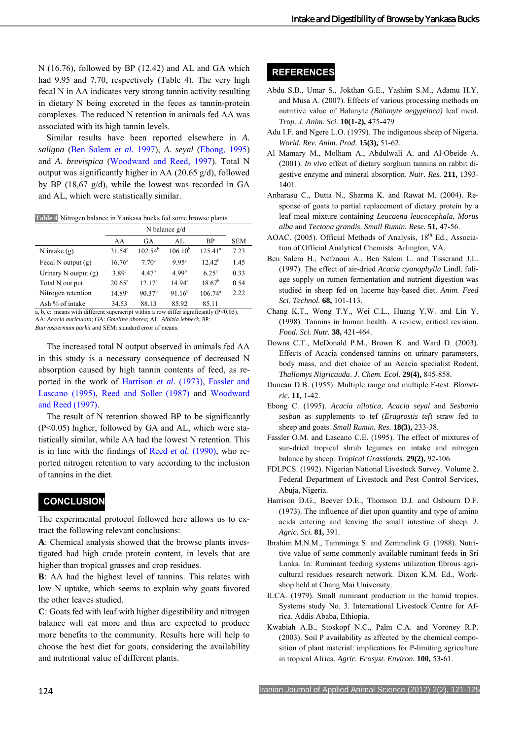N (16.76), followed by BP (12.42) and AL and GA which had 9.95 and 7.70, respectively (Table 4). The very high fecal N in AA indicates very strong tannin activity resulting in dietary N being excreted in the feces as tannin-protein complexes. The reduced N retention in animals fed AA was associated with its high tannin levels.

Similar results have been reported elsewhere in *A. saligna* (Ben Salem *et al.* 1997), *A. seyal* (Ebong, 1995) and *A. brevispica* (Woodward and Reed, 1997). Total N output was significantly higher in AA (20.65 g/d), followed by BP (18,67 g/d), while the lowest was recorded in GA and AL, which were statistically similar.

**Table 4** Nitrogen balance in Yankasa bucks fed some browse plants

| | N balance g/d | | | | |
|---|---|---|---|---|---|
| | AA | GA | AL | BP | SEM |
| N intake (g) | 31.54$^{c}$ | 102.54$^{b}$ | 106.10$^{b}$ | 125.41$^{a}$ | 7.23 |
| Fecal N output (g) | 16.76$^{a}$ | 7.70$^{c}$ | 9.95$^{c}$ | 12.42$^{b}$ | 1.45 |
| Urinary N output (g) | 3.89$^{c}$ | 4.47$^{b}$ | 4.99$^{b}$ | 6.25$^{a}$ | 0.33 |
| Total N out put | 20.65$^{a}$ | 12.17$^{c}$ | 14.94$^{c}$ | 18.67$^{b}$ | 0.54 |
| Nitrogen retention | 14.89$^{c}$ | 90.37$^{b}$ | 91.16$^{b}$ | 106.74$^{a}$ | 2.22 |
| Ash % of intake | 34.53 | 88.13 | 85.92 | 85.11 | |

a, b, c: means with different superscript within a row differ significantly (P<0.05).
AA: *Acacia auriculata*; GA: *Gmelina aborea*; AL: *Albizia lebbeck*; BP: *Butryospermum parkii* and SEM: standard error of means.

The increased total N output observed in animals fed AA in this study is a necessary consequence of decreased N absorption caused by high tannin contents of feed, as reported in the work of Harrison *et al.* (1973), Fassler and Lascano (1995), Reed and Soller (1987) and Woodward and Reed (1997).

The result of N retention showed BP to be significantly (P<0.05) higher, followed by GA and AL, which were statistically similar, while AA had the lowest N retention. This is in line with the findings of Reed *et al.* (1990), who reported nitrogen retention to vary according to the inclusion of tannins in the diet.

## CONCLUSION

The experimental protocol followed here allows us to extract the following relevant conclusions:

**A**: Chemical analysis showed that the browse plants investigated had high crude protein content, in levels that are higher than tropical grasses and crop residues.

**B**: AA had the highest level of tannins. This relates with low N uptake, which seems to explain why goats favored the other leaves studied.

**C**: Goats fed with leaf with higher digestibility and nitrogen balance will eat more and thus are expected to produce more benefits to the community. Results here will help to choose the best diet for goats, considering the availability and nutritional value of different plants.

## REFERENCES

Abdu S.B., Umar S., Jokthan G.E., Yashim S.M., Adamu H.Y. and Musa A. (2007). Effects of various processing methods on nutritive value of Balanyte *(Balanyte aegyptiaca)* leaf meal. *Trop. J. Anim. Sci.* **10(1-2),** 475-479

Adu I.F. and Ngere L.O. (1979). The indigenous sheep of Nigeria. *World. Rev. Anim. Prod.* **15(3),** 51-62.

Al Mamary M., Molham A., Abdulwali A. and Al-Obeide A. (2001). *In vivo* effect of dietary sorghum tannins on rabbit digestive enzyme and mineral absorption. *Nutr. Res.* **211,** 1393-1401.

Anbarasu C., Dutta N., Sharma K. and Rawat M. (2004). Response of goats to partial replacement of dietary protein by a leaf meal mixture containing *Leucaena leucocephala*, *Morus alba* and *Tectona grandis*. *Small Rumin. Rese.* **51,** 47-56.

AOAC. (2005). Official Methods of Analysis, 18$^{th}$ Ed., Association of Official Analytical Chemists. Arlington, VA.

Ben Salem H., Nefzaoui A., Ben Salem L. and Tisserand J.L. (1997). The effect of air-dried *Acacia cyanophylla* Lindl. foliage supply on rumen fermentation and nutrient digestion was studied in sheep fed on lucerne hay-based diet. *Anim. Feed Sci. Technol.* **68,** 101-113.

Chang K.T., Wong T.Y., Wei C.L., Huang Y.W. and Lin Y. (1998). Tannins in human health. A review, critical revision. *Food. Sci. Nutr*. **38,** 421-464.

Downs C.T., McDonald P.M., Brown K. and Ward D. (2003). Effects of Acacia condensed tannins on urinary parameters, body mass, and diet choice of an Acacia specialist Rodent, *Thallomys Nigricauda*. *J. Chem. Ecol.* **29(4),** 845-858.

Duncan D.B. (1955). Multiple range and multiple F-test. *Biometric.* **11,** 1-42.

Ebong C. (1995). *Acacia nilotica*, *Acacia seyal* and *Sesbania sesban* as supplements to tef (*Eragrostis tef*) straw fed to sheep and goats. *Small Rumin. Res.* **18(3),** 233-38.

Fassler O.M. and Lascano C.E. (1995). The effect of mixtures of sun-dried tropical shrub legumes on intake and nitrogen balance by sheep. *Tropical Grasslands.* **29(2),** 92-106.

FDLPCS. (1992). Nigerian National Livestock Survey. Volume 2. Federal Department of Livestock and Pest Control Services, Abuja, Nigeria.

Harrison D.G., Beever D.E., Thomson D.J. and Osbourn D.F. (1973). The influence of diet upon quantity and type of amino acids entering and leaving the small intestine of sheep. *J. Agric. Sci.* **81,** 391.

Ibrahim M.N.M., Tamminga S. and Zemmelink G. (1988). Nutritive value of some commonly available ruminant feeds in Sri Lanka. In: Ruminant feeding systems utilization fibrous agricultural residues research network. Dixon K.M. Ed., Workshop held at Chang Mai University.

ILCA. (1979). Small ruminant production in the humid tropics. Systems study No. 3. International Livestock Centre for Africa. Addis Ababa, Ethiopia.

Kwabiah A.B., Stoskopf N.C., Palm C.A. and Voroney R.P. (2003). Soil P availability as affected by the chemical composition of plant material: implications for P-limiting agriculture in tropical Africa. *Agric. Ecosyst. Environ.* **100,** 53-61.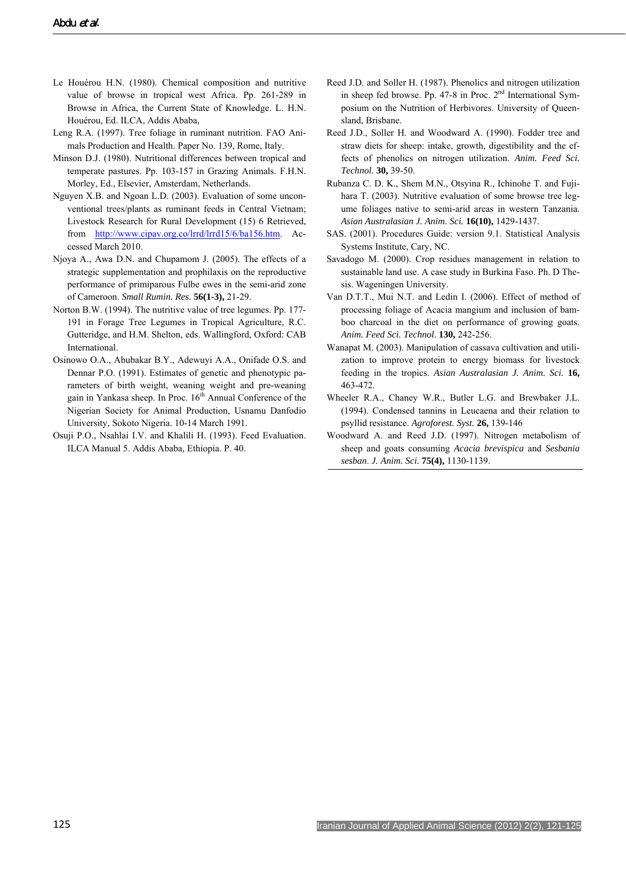Le Houérou H.N. (1980). Chemical composition and nutritive value of browse in tropical west Africa. Pp. 261-289 in Browse in Africa, the Current State of Knowledge. L. H.N. Houérou, Ed. ILCA, Addis Ababa,

Leng R.A. (1997). Tree foliage in ruminant nutrition. FAO Animals Production and Health. Paper No. 139, Rome, Italy.

Minson D.J. (1980). Nutritional differences between tropical and temperate pastures. Pp. 103-157 in Grazing Animals. F.H.N. Morley, Ed., Elsevier, Amsterdam, Netherlands.

Nguyen X.B. and Ngoan L.D. (2003). Evaluation of some unconventional trees/plants as ruminant feeds in Central Vietnam; Livestock Research for Rural Development (15) 6 Retrieved, from http://www.cipav.org.co/lrrd/lrrd15/6/ba156.htm. Accessed March 2010.

Njoya A., Awa D.N. and Chupamom J. (2005). The effects of a strategic supplementation and prophilaxis on the reproductive performance of primiparous Fulbe ewes in the semi-arid zone of Cameroon. *Small Rumin. Res.* **56(1-3),** 21-29.

Norton B.W. (1994). The nutritive value of tree legumes. Pp. 177-191 in Forage Tree Legumes in Tropical Agriculture, R.C. Gutteridge, and H.M. Shelton, eds. Wallingford, Oxford: CAB International.

Osinowo O.A., Abubakar B.Y., Adewuyi A.A., Onifade O.S. and Dennar P.O. (1991). Estimates of genetic and phenotypic parameters of birth weight, weaning weight and pre-weaning gain in Yankasa sheep. In Proc. 16th Annual Conference of the Nigerian Society for Animal Production, Usnamu Danfodio University, Sokoto Nigeria. 10-14 March 1991.

Osuji P.O., Nsahlai I.V. and Khalili H. (1993). Feed Evaluation. ILCA Manual 5. Addis Ababa, Ethiopia. P. 40.

Reed J.D. and Soller H. (1987). Phenolics and nitrogen utilization in sheep fed browse. Pp. 47-8 in Proc. 2nd International Symposium on the Nutrition of Herbivores. University of Queensland, Brisbane.

Reed J.D., Soller H. and Woodward A. (1990). Fodder tree and straw diets for sheep: intake, growth, digestibility and the effects of phenolics on nitrogen utilization. *Anim. Feed Sci. Technol.* **30,** 39-50.

Rubanza C. D. K., Shem M.N., Otsyina R., Ichinohe T. and Fujihara T. (2003). Nutritive evaluation of some browse tree legume foliages native to semi-arid areas in western Tanzania. *Asian Australasian J. Anim. Sci.* **16(10),** 1429-1437.

SAS. (2001). Procedures Guide: version 9.1. Statistical Analysis Systems Institute, Cary, NC.

Savadogo M. (2000). Crop residues management in relation to sustainable land use. A case study in Burkina Faso. Ph. D Thesis. Wageningen University.

Van D.T.T., Mui N.T. and Ledin I. (2006). Effect of method of processing foliage of Acacia mangium and inclusion of bamboo charcoal in the diet on performance of growing goats. *Anim. Feed Sci. Technol*. **130,** 242-256.

Wanapat M. (2003). Manipulation of cassava cultivation and utilization to improve protein to energy biomass for livestock feeding in the tropics. *Asian Australasian J. Anim. Sci.* **16,** 463-472.

Wheeler R.A., Chaney W.R., Butler L.G. and Brewbaker J.L. (1994). Condensed tannins in Leucaena and their relation to psyllid resistance. *Agroforest. Syst.* **26,** 139-146

Woodward A. and Reed J.D. (1997). Nitrogen metabolism of sheep and goats consuming *Acacia brevispica* and *Sesbania sesban*. *J. Anim. Sci.* **75(4),** 1130-1139.